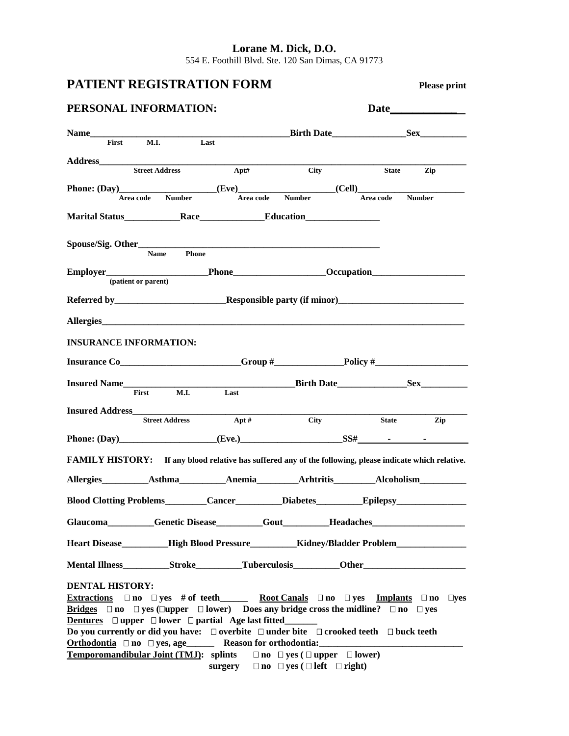**Lorane M. Dick, D.O.**
554 E. Foothill Blvd. Ste. 120 San Dimas, CA 91773

# PATIENT REGISTRATION FORM

**Please print**

## PERSONAL INFORMATION:

**Date**____________

**Name**__________________________________________ **Birth Date**________________ **Sex**__________
First M.I. Last

**Address**______________________________________________________________________________
Street Address Apt# City State Zip

**Phone: (Day)**____________________ **(Eve)**____________________ **(Cell)**______________________
Area code Number Area code Number Area code Number

**Marital Status**____________ **Race**______________ **Education**________________

**Spouse/Sig. Other**______________________________________________________
Name Phone

**Employer**_____________________ **Phone**___________________ **Occupation**____________________
(patient or parent)

**Referred by**________________________ **Responsible party (if minor)**___________________________

**Allergies**______________________________________________________________________________

## INSURANCE INFORMATION:

**Insurance Co**__________________________ **Group #**_______________ **Policy #**____________________

**Insured Name**____________________________________ **Birth Date**_______________ **Sex**__________
First M.I. Last

**Insured Address**_________________________________________________________________________
Street Address Apt # City State Zip

**Phone: (Day)**_____________________ **(Eve.)**______________________ **SS#**_______-_______-_________

**FAMILY HISTORY:** **If any blood relative has suffered any of the following, please indicate which relative.**

**Allergies**__________ **Asthma**__________ **Anemia**_________ **Arhtritis**_________ **Alcoholism**__________

**Blood Clotting Problems**_________ **Cancer**__________ **Diabetes**__________ **Epilepsy**_______________

**Glaucoma**__________ **Genetic Disease**__________ **Gout**__________ **Headaches**____________________

**Heart Disease**__________ **High Blood Pressure**__________ **Kidney/Bladder Problem**_______________

**Mental Illness**__________ **Stroke**__________ **Tuberculosis**__________ **Other**______________________

**DENTAL HISTORY:**

**Extractions** ☐ no ☐ yes # of teeth______ **Root Canals** ☐ no ☐ yes **Implants** ☐ no ☐yes

**Bridges** ☐ no ☐ yes (☐upper ☐ lower) Does any bridge cross the midline? ☐ no ☐ yes

**Dentures** ☐ upper ☐ lower ☐ partial Age last fitted_______

Do you currently or did you have: ☐ overbite ☐ under bite ☐ crooked teeth ☐ buck teeth

**Orthodontia** ☐ no ☐ yes, age______ Reason for orthodontia:_______________________________

**Temporomandibular Joint (TMJ):** splints ☐ no ☐ yes ( ☐ upper ☐ lower)
surgery ☐ no ☐ yes ( ☐ left ☐ right)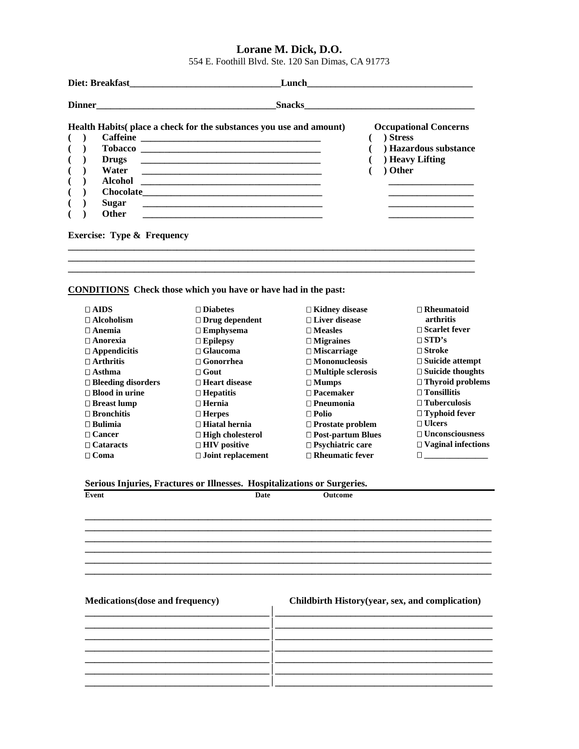# Lorane M. Dick, D.O.

554 E. Foothill Blvd. Ste. 120 San Dimas, CA 91773

**Diet: Breakfast**_______________________________**Lunch**__________________________________

**Dinner**_____________________________________**Snacks**__________________________________

**Health Habits( place a check for the substances you use and amount)**

- ( ) **Caffeine** _____________________________________
- ( ) **Tobacco** _____________________________________
- ( ) **Drugs** _____________________________________
- ( ) **Water** _____________________________________
- ( ) **Alcohol** _____________________________________
- ( ) **Chocolate**_____________________________________
- ( ) **Sugar** _____________________________________
- ( ) **Other** _____________________________________

**Occupational Concerns**

- ( ) **Stress**
- ( ) **Hazardous substance**
- ( ) **Heavy Lifting**
- ( ) **Other**

__________________
__________________
__________________
__________________

**Exercise: Type & Frequency**

_________________________________________________________________________________________
_________________________________________________________________________________________
_________________________________________________________________________________________

**CONDITIONS Check those which you have or have had in the past:**

| | | | |
|---|---|---|---|
| □ AIDS | □ Diabetes | □ Kidney disease | □ Rheumatoid arthritis |
| □ Alcoholism | □ Drug dependent | □ Liver disease | □ Scarlet fever |
| □ Anemia | □ Emphysema | □ Measles | □ STD's |
| □ Anorexia | □ Epilepsy | □ Migraines | □ Stroke |
| □ Appendicitis | □ Glaucoma | □ Miscarriage | □ Suicide attempt |
| □ Arthritis | □ Gonorrhea | □ Mononucleosis | □ Suicide thoughts |
| □ Asthma | □ Gout | □ Multiple sclerosis | □ Thyroid problems |
| □ Bleeding disorders | □ Heart disease | □ Mumps | □ Tonsillitis |
| □ Blood in urine | □ Hepatitis | □ Pacemaker | □ Tuberculosis |
| □ Breast lump | □ Hernia | □ Pneumonia | □ Typhoid fever |
| □ Bronchitis | □ Herpes | □ Polio | □ Ulcers |
| □ Bulimia | □ Hiatal hernia | □ Prostate problem | □ Unconsciousness |
| □ Cancer | □ High cholesterol | □ Post-partum Blues | □ Vaginal infections |
| □ Cataracts | □ HIV positive | □ Psychiatric care | □ ______________ |
| □ Coma | □ Joint replacement | □ Rheumatic fever | |

**Serious Injuries, Fractures or Illnesses. Hospitalizations or Surgeries.**

| Event | Date | Outcome |
|---|---|---|
| | | |
| | | |
| | | |
| | | |
| | | |
| | | |

| Medications(dose and frequency) | Childbirth History(year, sex, and complication) |
|---|---|
| | |
| | |
| | |
| | |
| | |
| | |
| | |